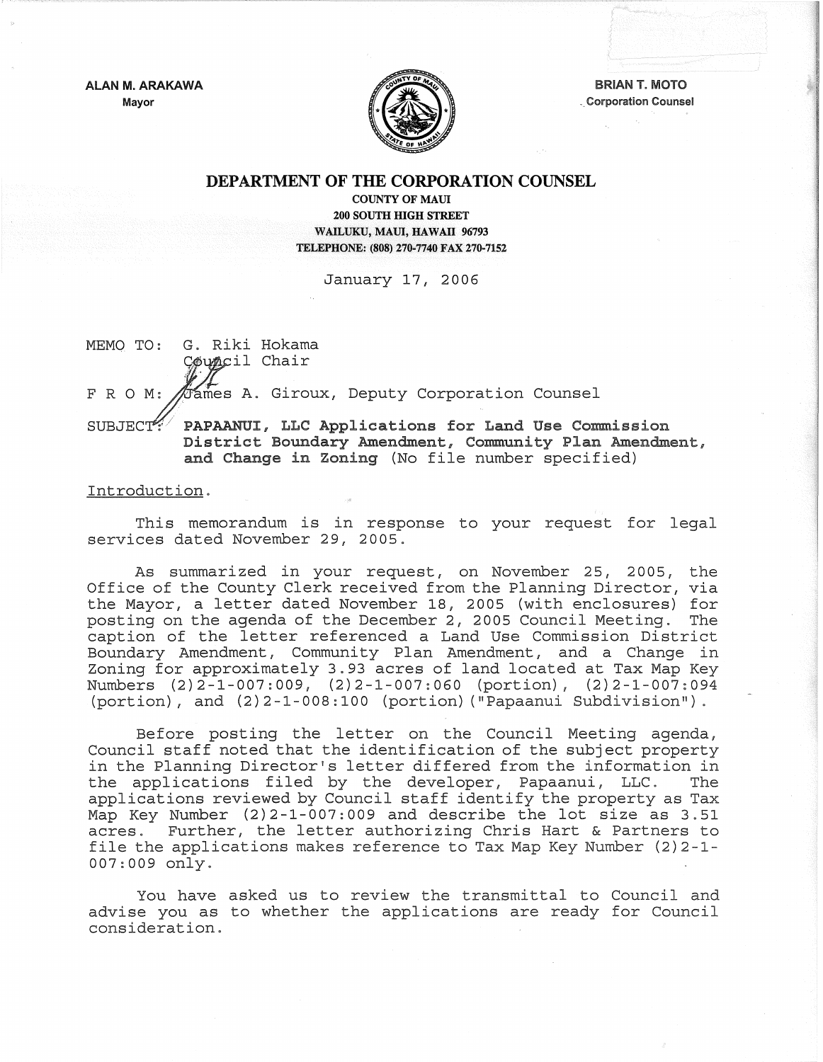ALAN M. ARAKAWA
Mayor

BRIAN T. MOTO
Corporation Counsel

# DEPARTMENT OF THE CORPORATION COUNSEL

COUNTY OF MAUI
200 SOUTH HIGH STREET
WAILUKU, MAUI, HAWAII 96793
TELEPHONE: (808) 270-7740 FAX 270-7152

January 17, 2006

MEMO TO: G. Riki Hokama
Council Chair

F R O M: James A. Giroux, Deputy Corporation Counsel

SUBJECT: **PAPAANUI, LLC Applications for Land Use Commission District Boundary Amendment, Community Plan Amendment, and Change in Zoning** (No file number specified)

Introduction.

This memorandum is in response to your request for legal services dated November 29, 2005.

As summarized in your request, on November 25, 2005, the Office of the County Clerk received from the Planning Director, via the Mayor, a letter dated November 18, 2005 (with enclosures) for posting on the agenda of the December 2, 2005 Council Meeting. The caption of the letter referenced a Land Use Commission District Boundary Amendment, Community Plan Amendment, and a Change in Zoning for approximately 3.93 acres of land located at Tax Map Key Numbers (2)2-1-007:009, (2)2-1-007:060 (portion), (2)2-1-007:094 (portion), and (2)2-1-008:100 (portion)("Papaanui Subdivision").

Before posting the letter on the Council Meeting agenda, Council staff noted that the identification of the subject property in the Planning Director's letter differed from the information in the applications filed by the developer, Papaanui, LLC. The applications reviewed by Council staff identify the property as Tax Map Key Number (2)2-1-007:009 and describe the lot size as 3.51 acres. Further, the letter authorizing Chris Hart & Partners to file the applications makes reference to Tax Map Key Number (2)2-1-007:009 only.

You have asked us to review the transmittal to Council and advise you as to whether the applications are ready for Council consideration.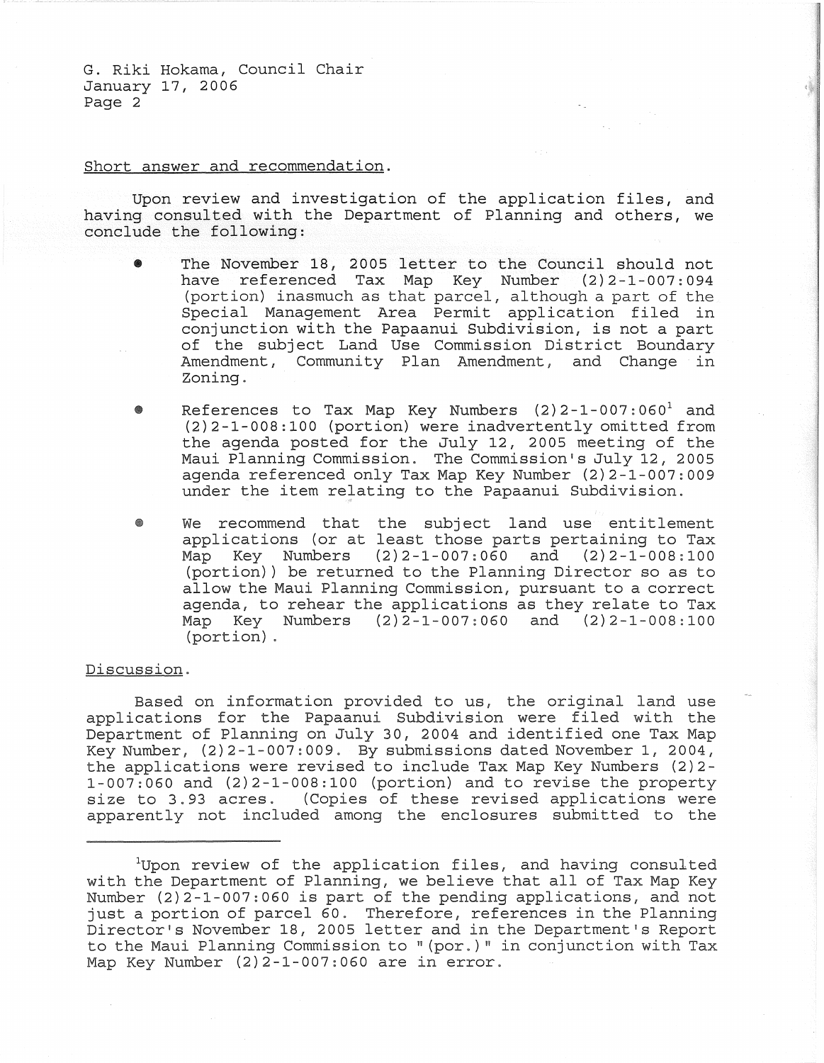Short answer and recommendation.

Upon review and investigation of the application files, and having consulted with the Department of Planning and others, we conclude the following:

- The November 18, 2005 letter to the Council should not have referenced Tax Map Key Number (2)2-1-007:094 (portion) inasmuch as that parcel, although a part of the Special Management Area Permit application filed in conjunction with the Papaanui Subdivision, is not a part of the subject Land Use Commission District Boundary Amendment, Community Plan Amendment, and Change in Zoning.

- References to Tax Map Key Numbers (2)2-1-007:060[1] and (2)2-1-008:100 (portion) were inadvertently omitted from the agenda posted for the July 12, 2005 meeting of the Maui Planning Commission. The Commission's July 12, 2005 agenda referenced only Tax Map Key Number (2)2-1-007:009 under the item relating to the Papaanui Subdivision.

- We recommend that the subject land use entitlement applications (or at least those parts pertaining to Tax Map Key Numbers (2)2-1-007:060 and (2)2-1-008:100 (portion)) be returned to the Planning Director so as to allow the Maui Planning Commission, pursuant to a correct agenda, to rehear the applications as they relate to Tax Map Key Numbers (2)2-1-007:060 and (2)2-1-008:100 (portion).

Discussion.

Based on information provided to us, the original land use applications for the Papaanui Subdivision were filed with the Department of Planning on July 30, 2004 and identified one Tax Map Key Number, (2)2-1-007:009. By submissions dated November 1, 2004, the applications were revised to include Tax Map Key Numbers (2)2-1-007:060 and (2)2-1-008:100 (portion) and to revise the property size to 3.93 acres. (Copies of these revised applications were apparently not included among the enclosures submitted to the

---

[1]Upon review of the application files, and having consulted with the Department of Planning, we believe that all of Tax Map Key Number (2)2-1-007:060 is part of the pending applications, and not just a portion of parcel 60. Therefore, references in the Planning Director's November 18, 2005 letter and in the Department's Report to the Maui Planning Commission to "(por.)" in conjunction with Tax Map Key Number (2)2-1-007:060 are in error.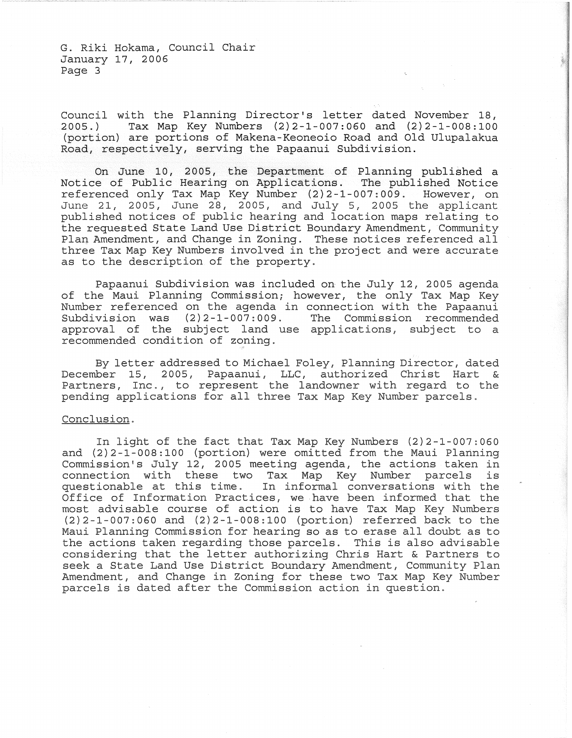Council with the Planning Director's letter dated November 18, 2005.) Tax Map Key Numbers (2)2-1-007:060 and (2)2-1-008:100 (portion) are portions of Makena-Keoneoio Road and Old Ulupalakua Road, respectively, serving the Papaanui Subdivision.

On June 10, 2005, the Department of Planning published a Notice of Public Hearing on Applications. The published Notice referenced only Tax Map Key Number (2)2-1-007:009. However, on June 21, 2005, June 28, 2005, and July 5, 2005 the applicant published notices of public hearing and location maps relating to the requested State Land Use District Boundary Amendment, Community Plan Amendment, and Change in Zoning. These notices referenced all three Tax Map Key Numbers involved in the project and were accurate as to the description of the property.

Papaanui Subdivision was included on the July 12, 2005 agenda of the Maui Planning Commission; however, the only Tax Map Key Number referenced on the agenda in connection with the Papaanui Subdivision was (2)2-1-007:009. The Commission recommended approval of the subject land use applications, subject to a recommended condition of zoning.

By letter addressed to Michael Foley, Planning Director, dated December 15, 2005, Papaanui, LLC, authorized Christ Hart & Partners, Inc., to represent the landowner with regard to the pending applications for all three Tax Map Key Number parcels.

<u>Conclusion</u>.

In light of the fact that Tax Map Key Numbers (2)2-1-007:060 and (2)2-1-008:100 (portion) were omitted from the Maui Planning Commission's July 12, 2005 meeting agenda, the actions taken in connection with these two Tax Map Key Number parcels is questionable at this time. In informal conversations with the Office of Information Practices, we have been informed that the most advisable course of action is to have Tax Map Key Numbers (2)2-1-007:060 and (2)2-1-008:100 (portion) referred back to the Maui Planning Commission for hearing so as to erase all doubt as to the actions taken regarding those parcels. This is also advisable considering that the letter authorizing Chris Hart & Partners to seek a State Land Use District Boundary Amendment, Community Plan Amendment, and Change in Zoning for these two Tax Map Key Number parcels is dated after the Commission action in question.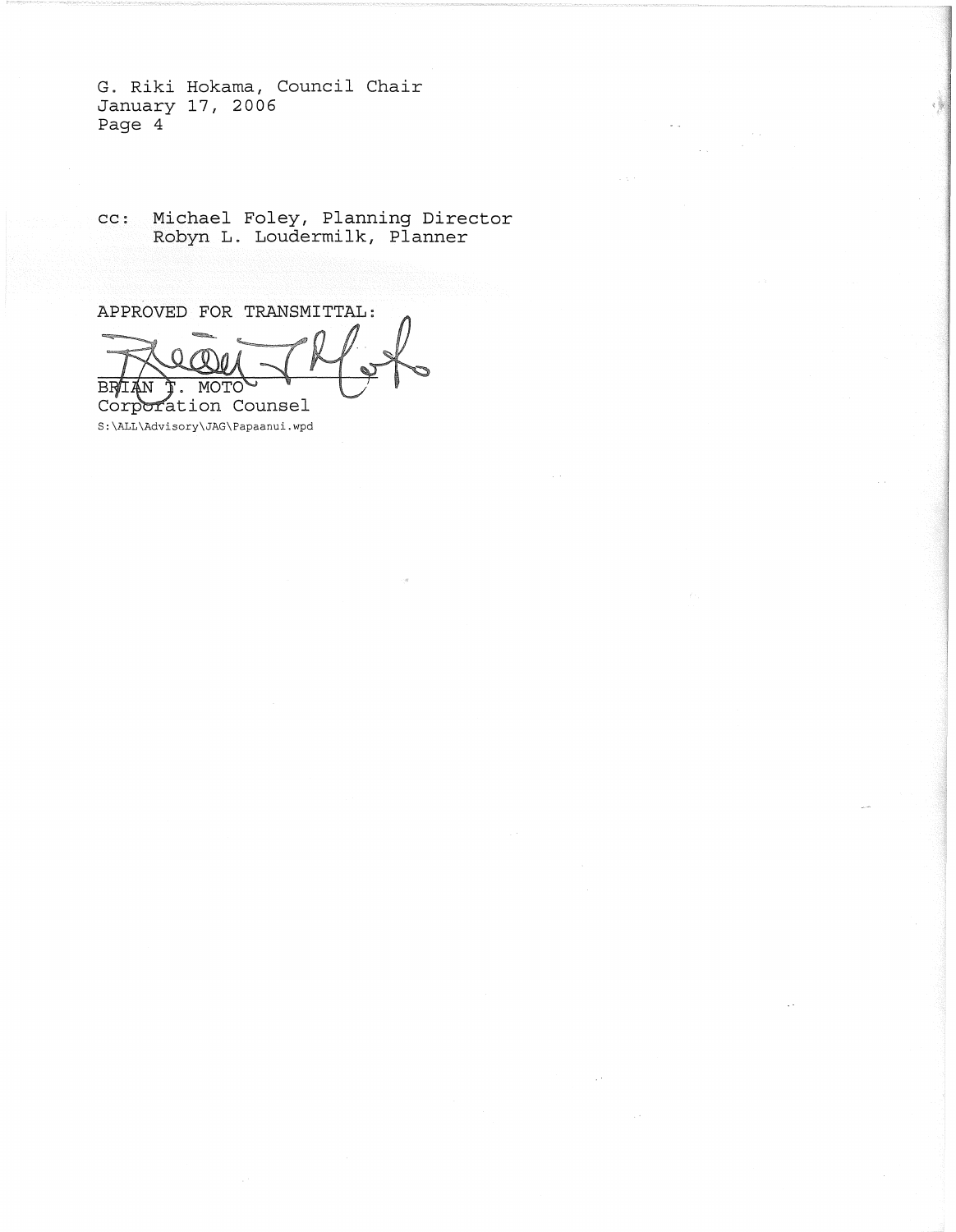cc: Michael Foley, Planning Director
Robyn L. Loudermilk, Planner

APPROVED FOR TRANSMITTAL:

BRIAN T. MOTO
Corporation Counsel

S:\ALL\Advisory\JAG\Papaanui.wpd